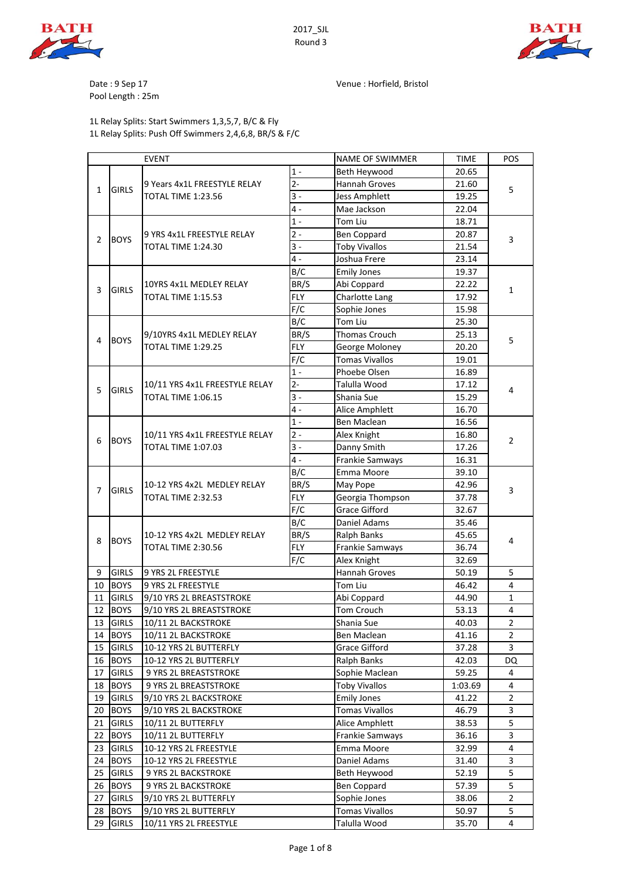2017_SJL
Round 3

Date : 9 Sep 17
Pool Length : 25m

Venue : Horfield, Bristol

1L Relay Splits: Start Swimmers 1,3,5,7, B/C & Fly
1L Relay Splits: Push Off Swimmers 2,4,6,8, BR/S & F/C

| EVENT | | | | NAME OF SWIMMER | TIME | POS |
|---|---|---|---|---|---|---|
| 1 | GIRLS | 9 Years 4x1L FREESTYLE RELAY TOTAL TIME 1:23.56 | 1 - | Beth Heywood | 20.65 | 5 |
| | | | 2- | Hannah Groves | 21.60 | |
| | | | 3 - | Jess Amphlett | 19.25 | |
| | | | 4 - | Mae Jackson | 22.04 | |
| 2 | BOYS | 9 YRS 4x1L FREESTYLE RELAY TOTAL TIME 1:24.30 | 1 - | Tom Liu | 18.71 | 3 |
| | | | 2 - | Ben Coppard | 20.87 | |
| | | | 3 - | Toby Vivallos | 21.54 | |
| | | | 4 - | Joshua Frere | 23.14 | |
| 3 | GIRLS | 10YRS 4x1L MEDLEY RELAY TOTAL TIME 1:15.53 | B/C | Emily Jones | 19.37 | 1 |
| | | | BR/S | Abi Coppard | 22.22 | |
| | | | FLY | Charlotte Lang | 17.92 | |
| | | | F/C | Sophie Jones | 15.98 | |
| 4 | BOYS | 9/10YRS 4x1L MEDLEY RELAY TOTAL TIME 1:29.25 | B/C | Tom Liu | 25.30 | 5 |
| | | | BR/S | Thomas Crouch | 25.13 | |
| | | | FLY | George Moloney | 20.20 | |
| | | | F/C | Tomas Vivallos | 19.01 | |
| 5 | GIRLS | 10/11 YRS 4x1L FREESTYLE RELAY TOTAL TIME 1:06.15 | 1 - | Phoebe Olsen | 16.89 | 4 |
| | | | 2- | Talulla Wood | 17.12 | |
| | | | 3 - | Shania Sue | 15.29 | |
| | | | 4 - | Alice Amphlett | 16.70 | |
| 6 | BOYS | 10/11 YRS 4x1L FREESTYLE RELAY TOTAL TIME 1:07.03 | 1 - | Ben Maclean | 16.56 | 2 |
| | | | 2 - | Alex Knight | 16.80 | |
| | | | 3 - | Danny Smith | 17.26 | |
| | | | 4 - | Frankie Samways | 16.31 | |
| 7 | GIRLS | 10-12 YRS 4x2L MEDLEY RELAY TOTAL TIME 2:32.53 | B/C | Emma Moore | 39.10 | 3 |
| | | | BR/S | May Pope | 42.96 | |
| | | | FLY | Georgia Thompson | 37.78 | |
| | | | F/C | Grace Gifford | 32.67 | |
| 8 | BOYS | 10-12 YRS 4x2L MEDLEY RELAY TOTAL TIME 2:30.56 | B/C | Daniel Adams | 35.46 | 4 |
| | | | BR/S | Ralph Banks | 45.65 | |
| | | | FLY | Frankie Samways | 36.74 | |
| | | | F/C | Alex Knight | 32.69 | |
| 9 | GIRLS | 9 YRS 2L FREESTYLE | | Hannah Groves | 50.19 | 5 |
| 10 | BOYS | 9 YRS 2L FREESTYLE | | Tom Liu | 46.42 | 4 |
| 11 | GIRLS | 9/10 YRS 2L BREASTSTROKE | | Abi Coppard | 44.90 | 1 |
| 12 | BOYS | 9/10 YRS 2L BREASTSTROKE | | Tom Crouch | 53.13 | 4 |
| 13 | GIRLS | 10/11 2L BACKSTROKE | | Shania Sue | 40.03 | 2 |
| 14 | BOYS | 10/11 2L BACKSTROKE | | Ben Maclean | 41.16 | 2 |
| 15 | GIRLS | 10-12 YRS 2L BUTTERFLY | | Grace Gifford | 37.28 | 3 |
| 16 | BOYS | 10-12 YRS 2L BUTTERFLY | | Ralph Banks | 42.03 | DQ |
| 17 | GIRLS | 9 YRS 2L BREASTSTROKE | | Sophie Maclean | 59.25 | 4 |
| 18 | BOYS | 9 YRS 2L BREASTSTROKE | | Toby Vivallos | 1:03.69 | 4 |
| 19 | GIRLS | 9/10 YRS 2L BACKSTROKE | | Emily Jones | 41.22 | 2 |
| 20 | BOYS | 9/10 YRS 2L BACKSTROKE | | Tomas Vivallos | 46.79 | 3 |
| 21 | GIRLS | 10/11 2L BUTTERFLY | | Alice Amphlett | 38.53 | 5 |
| 22 | BOYS | 10/11 2L BUTTERFLY | | Frankie Samways | 36.16 | 3 |
| 23 | GIRLS | 10-12 YRS 2L FREESTYLE | | Emma Moore | 32.99 | 4 |
| 24 | BOYS | 10-12 YRS 2L FREESTYLE | | Daniel Adams | 31.40 | 3 |
| 25 | GIRLS | 9 YRS 2L BACKSTROKE | | Beth Heywood | 52.19 | 5 |
| 26 | BOYS | 9 YRS 2L BACKSTROKE | | Ben Coppard | 57.39 | 5 |
| 27 | GIRLS | 9/10 YRS 2L BUTTERFLY | | Sophie Jones | 38.06 | 2 |
| 28 | BOYS | 9/10 YRS 2L BUTTERFLY | | Tomas Vivallos | 50.97 | 5 |
| 29 | GIRLS | 10/11 YRS 2L FREESTYLE | | Talulla Wood | 35.70 | 4 |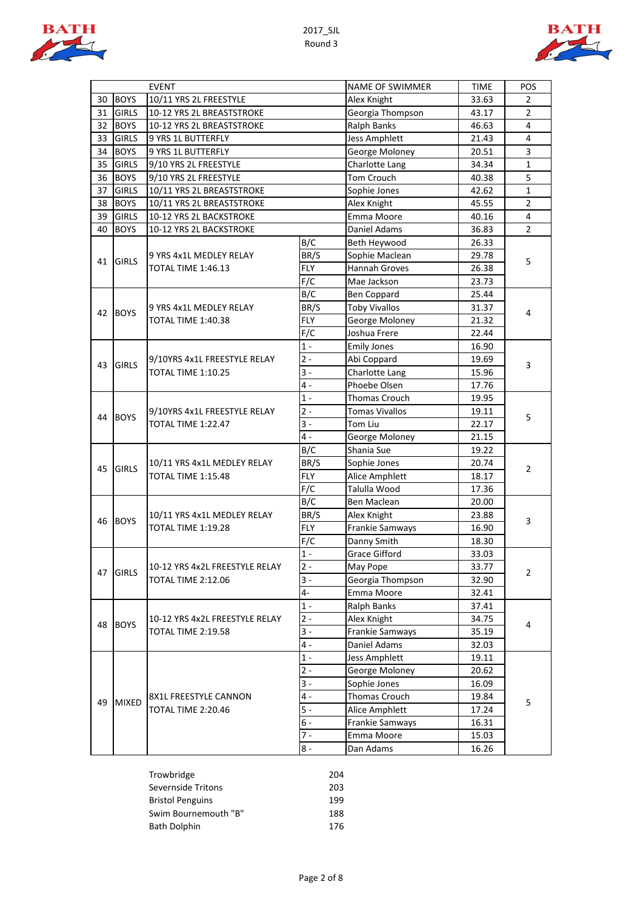2017_SJL
Round 3

| | | EVENT | | NAME OF SWIMMER | TIME | POS |
|---|---|---|---|---|---|---|
| 30 | BOYS | 10/11 YRS 2L FREESTYLE | | Alex Knight | 33.63 | 2 |
| 31 | GIRLS | 10-12 YRS 2L BREASTSTROKE | | Georgia Thompson | 43.17 | 2 |
| 32 | BOYS | 10-12 YRS 2L BREASTSTROKE | | Ralph Banks | 46.63 | 4 |
| 33 | GIRLS | 9 YRS 1L BUTTERFLY | | Jess Amphlett | 21.43 | 4 |
| 34 | BOYS | 9 YRS 1L BUTTERFLY | | George Moloney | 20.51 | 3 |
| 35 | GIRLS | 9/10 YRS 2L FREESTYLE | | Charlotte Lang | 34.34 | 1 |
| 36 | BOYS | 9/10 YRS 2L FREESTYLE | | Tom Crouch | 40.38 | 5 |
| 37 | GIRLS | 10/11 YRS 2L BREASTSTROKE | | Sophie Jones | 42.62 | 1 |
| 38 | BOYS | 10/11 YRS 2L BREASTSTROKE | | Alex Knight | 45.55 | 2 |
| 39 | GIRLS | 10-12 YRS 2L BACKSTROKE | | Emma Moore | 40.16 | 4 |
| 40 | BOYS | 10-12 YRS 2L BACKSTROKE | | Daniel Adams | 36.83 | 2 |
| 41 | GIRLS | 9 YRS 4x1L MEDLEY RELAY TOTAL TIME 1:46.13 | B/C | Beth Heywood | 26.33 | 5 |
| | | | BR/S | Sophie Maclean | 29.78 | |
| | | | FLY | Hannah Groves | 26.38 | |
| | | | F/C | Mae Jackson | 23.73 | |
| 42 | BOYS | 9 YRS 4x1L MEDLEY RELAY TOTAL TIME 1:40.38 | B/C | Ben Coppard | 25.44 | 4 |
| | | | BR/S | Toby Vivallos | 31.37 | |
| | | | FLY | George Moloney | 21.32 | |
| | | | F/C | Joshua Frere | 22.44 | |
| 43 | GIRLS | 9/10YRS 4x1L FREESTYLE RELAY TOTAL TIME 1:10.25 | 1 - | Emily Jones | 16.90 | 3 |
| | | | 2 - | Abi Coppard | 19.69 | |
| | | | 3 - | Charlotte Lang | 15.96 | |
| | | | 4 - | Phoebe Olsen | 17.76 | |
| 44 | BOYS | 9/10YRS 4x1L FREESTYLE RELAY TOTAL TIME 1:22.47 | 1 - | Thomas Crouch | 19.95 | 5 |
| | | | 2 - | Tomas Vivallos | 19.11 | |
| | | | 3 - | Tom Liu | 22.17 | |
| | | | 4 - | George Moloney | 21.15 | |
| 45 | GIRLS | 10/11 YRS 4x1L MEDLEY RELAY TOTAL TIME 1:15.48 | B/C | Shania Sue | 19.22 | 2 |
| | | | BR/S | Sophie Jones | 20.74 | |
| | | | FLY | Alice Amphlett | 18.17 | |
| | | | F/C | Talulla Wood | 17.36 | |
| 46 | BOYS | 10/11 YRS 4x1L MEDLEY RELAY TOTAL TIME 1:19.28 | B/C | Ben Maclean | 20.00 | 3 |
| | | | BR/S | Alex Knight | 23.88 | |
| | | | FLY | Frankie Samways | 16.90 | |
| | | | F/C | Danny Smith | 18.30 | |
| 47 | GIRLS | 10-12 YRS 4x2L FREESTYLE RELAY TOTAL TIME 2:12.06 | 1 - | Grace Gifford | 33.03 | 2 |
| | | | 2 - | May Pope | 33.77 | |
| | | | 3 - | Georgia Thompson | 32.90 | |
| | | | 4- | Emma Moore | 32.41 | |
| 48 | BOYS | 10-12 YRS 4x2L FREESTYLE RELAY TOTAL TIME 2:19.58 | 1 - | Ralph Banks | 37.41 | 4 |
| | | | 2 - | Alex Knight | 34.75 | |
| | | | 3 - | Frankie Samways | 35.19 | |
| | | | 4 - | Daniel Adams | 32.03 | |
| 49 | MIXED | 8X1L FREESTYLE CANNON TOTAL TIME 2:20.46 | 1 - | Jess Amphlett | 19.11 | 5 |
| | | | 2 - | George Moloney | 20.62 | |
| | | | 3 - | Sophie Jones | 16.09 | |
| | | | 4 - | Thomas Crouch | 19.84 | |
| | | | 5 - | Alice Amphlett | 17.24 | |
| | | | 6 - | Frankie Samways | 16.31 | |
| | | | 7 - | Emma Moore | 15.03 | |
| | | | 8 - | Dan Adams | 16.26 | |

| Team | Points |
|---|---|
| Trowbridge | 204 |
| Severnside Tritons | 203 |
| Bristol Penguins | 199 |
| Swim Bournemouth "B" | 188 |
| Bath Dolphin | 176 |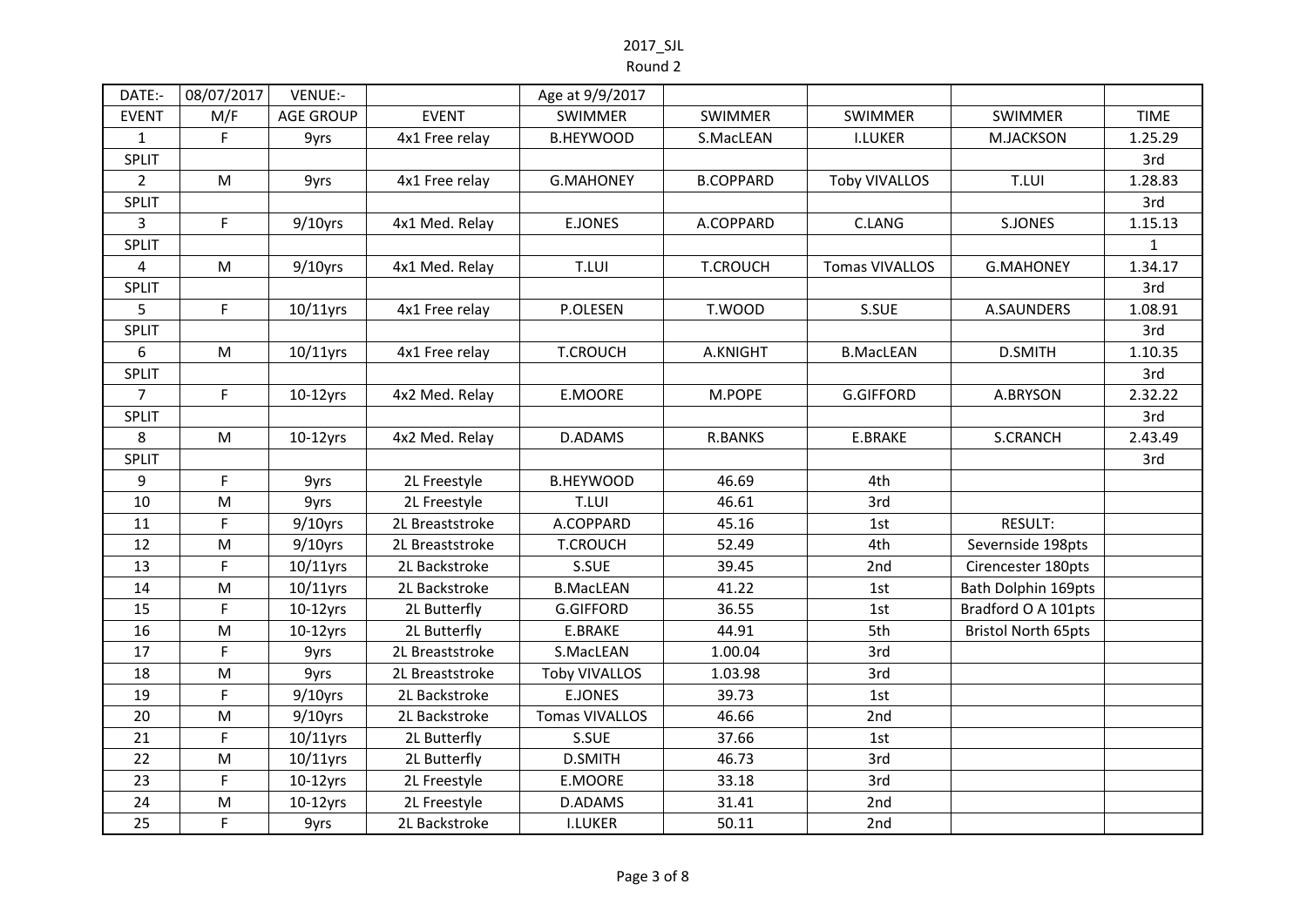2017_SJL

Round 2

| DATE:- | 08/07/2017 | VENUE:- | | Age at 9/9/2017 | | | | |
|---|---|---|---|---|---|---|---|---|
| EVENT | M/F | AGE GROUP | EVENT | SWIMMER | SWIMMER | SWIMMER | SWIMMER | TIME |
| 1 | F | 9yrs | 4x1 Free relay | B.HEYWOOD | S.MacLEAN | I.LUKER | M.JACKSON | 1.25.29 |
| SPLIT | | | | | | | | 3rd |
| 2 | M | 9yrs | 4x1 Free relay | G.MAHONEY | B.COPPARD | Toby VIVALLOS | T.LUI | 1.28.83 |
| SPLIT | | | | | | | | 3rd |
| 3 | F | 9/10yrs | 4x1 Med. Relay | E.JONES | A.COPPARD | C.LANG | S.JONES | 1.15.13 |
| SPLIT | | | | | | | | 1 |
| 4 | M | 9/10yrs | 4x1 Med. Relay | T.LUI | T.CROUCH | Tomas VIVALLOS | G.MAHONEY | 1.34.17 |
| SPLIT | | | | | | | | 3rd |
| 5 | F | 10/11yrs | 4x1 Free relay | P.OLESEN | T.WOOD | S.SUE | A.SAUNDERS | 1.08.91 |
| SPLIT | | | | | | | | 3rd |
| 6 | M | 10/11yrs | 4x1 Free relay | T.CROUCH | A.KNIGHT | B.MacLEAN | D.SMITH | 1.10.35 |
| SPLIT | | | | | | | | 3rd |
| 7 | F | 10-12yrs | 4x2 Med. Relay | E.MOORE | M.POPE | G.GIFFORD | A.BRYSON | 2.32.22 |
| SPLIT | | | | | | | | 3rd |
| 8 | M | 10-12yrs | 4x2 Med. Relay | D.ADAMS | R.BANKS | E.BRAKE | S.CRANCH | 2.43.49 |
| SPLIT | | | | | | | | 3rd |
| 9 | F | 9yrs | 2L Freestyle | B.HEYWOOD | 46.69 | 4th | | |
| 10 | M | 9yrs | 2L Freestyle | T.LUI | 46.61 | 3rd | | |
| 11 | F | 9/10yrs | 2L Breaststroke | A.COPPARD | 45.16 | 1st | RESULT: | |
| 12 | M | 9/10yrs | 2L Breaststroke | T.CROUCH | 52.49 | 4th | Severnside 198pts | |
| 13 | F | 10/11yrs | 2L Backstroke | S.SUE | 39.45 | 2nd | Cirencester 180pts | |
| 14 | M | 10/11yrs | 2L Backstroke | B.MacLEAN | 41.22 | 1st | Bath Dolphin 169pts | |
| 15 | F | 10-12yrs | 2L Butterfly | G.GIFFORD | 36.55 | 1st | Bradford O A 101pts | |
| 16 | M | 10-12yrs | 2L Butterfly | E.BRAKE | 44.91 | 5th | Bristol North 65pts | |
| 17 | F | 9yrs | 2L Breaststroke | S.MacLEAN | 1.00.04 | 3rd | | |
| 18 | M | 9yrs | 2L Breaststroke | Toby VIVALLOS | 1.03.98 | 3rd | | |
| 19 | F | 9/10yrs | 2L Backstroke | E.JONES | 39.73 | 1st | | |
| 20 | M | 9/10yrs | 2L Backstroke | Tomas VIVALLOS | 46.66 | 2nd | | |
| 21 | F | 10/11yrs | 2L Butterfly | S.SUE | 37.66 | 1st | | |
| 22 | M | 10/11yrs | 2L Butterfly | D.SMITH | 46.73 | 3rd | | |
| 23 | F | 10-12yrs | 2L Freestyle | E.MOORE | 33.18 | 3rd | | |
| 24 | M | 10-12yrs | 2L Freestyle | D.ADAMS | 31.41 | 2nd | | |
| 25 | F | 9yrs | 2L Backstroke | I.LUKER | 50.11 | 2nd | | |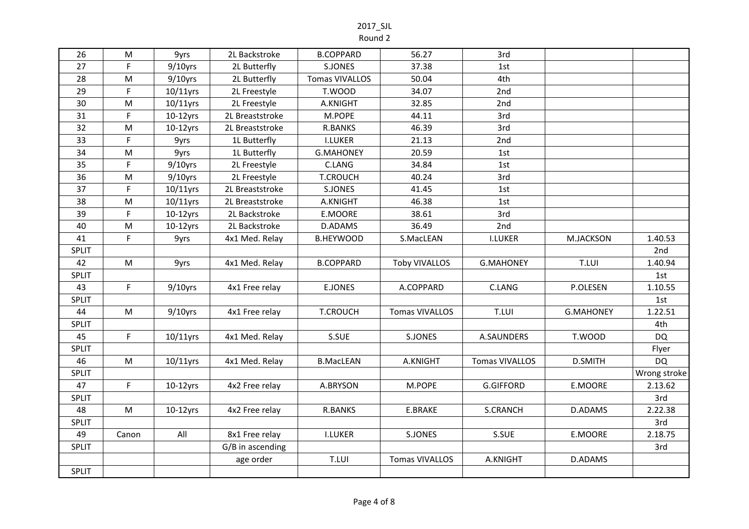2017_SJL
Round 2

| 26 | M | 9yrs | 2L Backstroke | B.COPPARD | 56.27 | 3rd | | |
|---|---|---|---|---|---|---|---|---|
| 27 | F | 9/10yrs | 2L Butterfly | S.JONES | 37.38 | 1st | | |
| 28 | M | 9/10yrs | 2L Butterfly | Tomas VIVALLOS | 50.04 | 4th | | |
| 29 | F | 10/11yrs | 2L Freestyle | T.WOOD | 34.07 | 2nd | | |
| 30 | M | 10/11yrs | 2L Freestyle | A.KNIGHT | 32.85 | 2nd | | |
| 31 | F | 10-12yrs | 2L Breaststroke | M.POPE | 44.11 | 3rd | | |
| 32 | M | 10-12yrs | 2L Breaststroke | R.BANKS | 46.39 | 3rd | | |
| 33 | F | 9yrs | 1L Butterfly | I.LUKER | 21.13 | 2nd | | |
| 34 | M | 9yrs | 1L Butterfly | G.MAHONEY | 20.59 | 1st | | |
| 35 | F | 9/10yrs | 2L Freestyle | C.LANG | 34.84 | 1st | | |
| 36 | M | 9/10yrs | 2L Freestyle | T.CROUCH | 40.24 | 3rd | | |
| 37 | F | 10/11yrs | 2L Breaststroke | S.JONES | 41.45 | 1st | | |
| 38 | M | 10/11yrs | 2L Breaststroke | A.KNIGHT | 46.38 | 1st | | |
| 39 | F | 10-12yrs | 2L Backstroke | E.MOORE | 38.61 | 3rd | | |
| 40 | M | 10-12yrs | 2L Backstroke | D.ADAMS | 36.49 | 2nd | | |
| 41 | F | 9yrs | 4x1 Med. Relay | B.HEYWOOD | S.MacLEAN | I.LUKER | M.JACKSON | 1.40.53 |
| SPLIT | | | | | | | | 2nd |
| 42 | M | 9yrs | 4x1 Med. Relay | B.COPPARD | Toby VIVALLOS | G.MAHONEY | T.LUI | 1.40.94 |
| SPLIT | | | | | | | | 1st |
| 43 | F | 9/10yrs | 4x1 Free relay | E.JONES | A.COPPARD | C.LANG | P.OLESEN | 1.10.55 |
| SPLIT | | | | | | | | 1st |
| 44 | M | 9/10yrs | 4x1 Free relay | T.CROUCH | Tomas VIVALLOS | T.LUI | G.MAHONEY | 1.22.51 |
| SPLIT | | | | | | | | 4th |
| 45 | F | 10/11yrs | 4x1 Med. Relay | S.SUE | S.JONES | A.SAUNDERS | T.WOOD | DQ |
| SPLIT | | | | | | | | Flyer |
| 46 | M | 10/11yrs | 4x1 Med. Relay | B.MacLEAN | A.KNIGHT | Tomas VIVALLOS | D.SMITH | DQ |
| SPLIT | | | | | | | | Wrong stroke |
| 47 | F | 10-12yrs | 4x2 Free relay | A.BRYSON | M.POPE | G.GIFFORD | E.MOORE | 2.13.62 |
| SPLIT | | | | | | | | 3rd |
| 48 | M | 10-12yrs | 4x2 Free relay | R.BANKS | E.BRAKE | S.CRANCH | D.ADAMS | 2.22.38 |
| SPLIT | | | | | | | | 3rd |
| 49 | Canon | All | 8x1 Free relay | I.LUKER | S.JONES | S.SUE | E.MOORE | 2.18.75 |
| SPLIT | | | G/B in ascending | | | | | 3rd |
| | | | age order | T.LUI | Tomas VIVALLOS | A.KNIGHT | D.ADAMS | |
| SPLIT | | | | | | | | |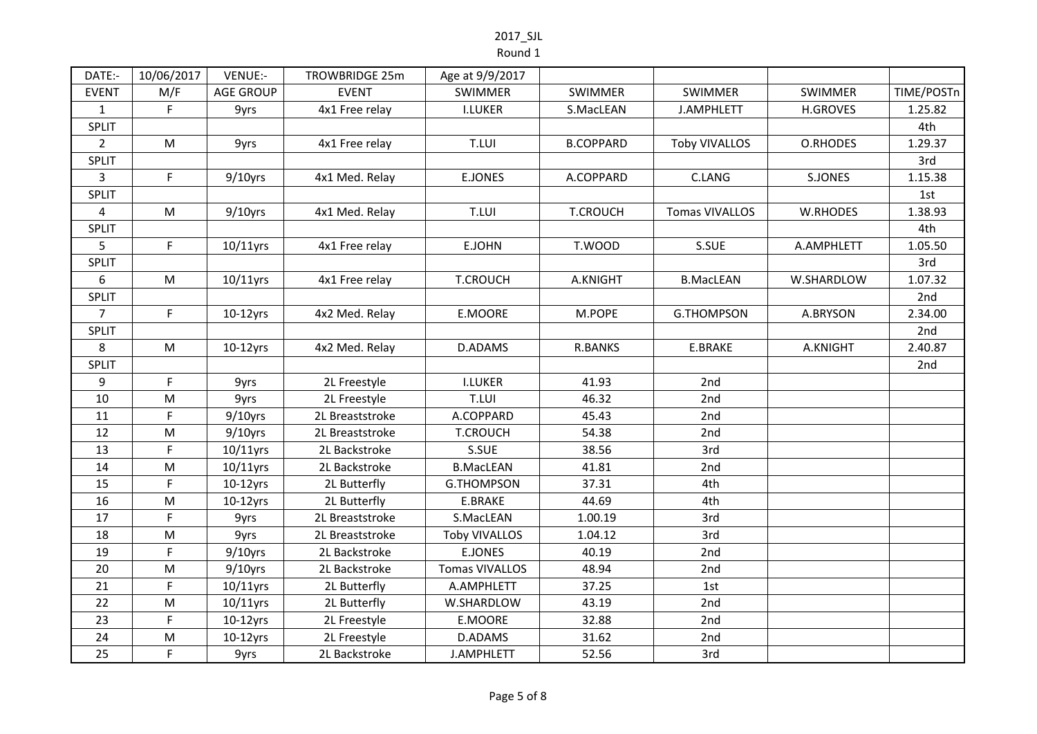2017_SJL

Round 1

| DATE:- | 10/06/2017 | VENUE:- | TROWBRIDGE 25m | Age at 9/9/2017 | | | | |
|---|---|---|---|---|---|---|---|---|
| EVENT | M/F | AGE GROUP | EVENT | SWIMMER | SWIMMER | SWIMMER | SWIMMER | TIME/POSTn |
| 1 | F | 9yrs | 4x1 Free relay | I.LUKER | S.MacLEAN | J.AMPHLETT | H.GROVES | 1.25.82 |
| SPLIT | | | | | | | | 4th |
| 2 | M | 9yrs | 4x1 Free relay | T.LUI | B.COPPARD | Toby VIVALLOS | O.RHODES | 1.29.37 |
| SPLIT | | | | | | | | 3rd |
| 3 | F | 9/10yrs | 4x1 Med. Relay | E.JONES | A.COPPARD | C.LANG | S.JONES | 1.15.38 |
| SPLIT | | | | | | | | 1st |
| 4 | M | 9/10yrs | 4x1 Med. Relay | T.LUI | T.CROUCH | Tomas VIVALLOS | W.RHODES | 1.38.93 |
| SPLIT | | | | | | | | 4th |
| 5 | F | 10/11yrs | 4x1 Free relay | E.JOHN | T.WOOD | S.SUE | A.AMPHLETT | 1.05.50 |
| SPLIT | | | | | | | | 3rd |
| 6 | M | 10/11yrs | 4x1 Free relay | T.CROUCH | A.KNIGHT | B.MacLEAN | W.SHARDLOW | 1.07.32 |
| SPLIT | | | | | | | | 2nd |
| 7 | F | 10-12yrs | 4x2 Med. Relay | E.MOORE | M.POPE | G.THOMPSON | A.BRYSON | 2.34.00 |
| SPLIT | | | | | | | | 2nd |
| 8 | M | 10-12yrs | 4x2 Med. Relay | D.ADAMS | R.BANKS | E.BRAKE | A.KNIGHT | 2.40.87 |
| SPLIT | | | | | | | | 2nd |
| 9 | F | 9yrs | 2L Freestyle | I.LUKER | 41.93 | 2nd | | |
| 10 | M | 9yrs | 2L Freestyle | T.LUI | 46.32 | 2nd | | |
| 11 | F | 9/10yrs | 2L Breaststroke | A.COPPARD | 45.43 | 2nd | | |
| 12 | M | 9/10yrs | 2L Breaststroke | T.CROUCH | 54.38 | 2nd | | |
| 13 | F | 10/11yrs | 2L Backstroke | S.SUE | 38.56 | 3rd | | |
| 14 | M | 10/11yrs | 2L Backstroke | B.MacLEAN | 41.81 | 2nd | | |
| 15 | F | 10-12yrs | 2L Butterfly | G.THOMPSON | 37.31 | 4th | | |
| 16 | M | 10-12yrs | 2L Butterfly | E.BRAKE | 44.69 | 4th | | |
| 17 | F | 9yrs | 2L Breaststroke | S.MacLEAN | 1.00.19 | 3rd | | |
| 18 | M | 9yrs | 2L Breaststroke | Toby VIVALLOS | 1.04.12 | 3rd | | |
| 19 | F | 9/10yrs | 2L Backstroke | E.JONES | 40.19 | 2nd | | |
| 20 | M | 9/10yrs | 2L Backstroke | Tomas VIVALLOS | 48.94 | 2nd | | |
| 21 | F | 10/11yrs | 2L Butterfly | A.AMPHLETT | 37.25 | 1st | | |
| 22 | M | 10/11yrs | 2L Butterfly | W.SHARDLOW | 43.19 | 2nd | | |
| 23 | F | 10-12yrs | 2L Freestyle | E.MOORE | 32.88 | 2nd | | |
| 24 | M | 10-12yrs | 2L Freestyle | D.ADAMS | 31.62 | 2nd | | |
| 25 | F | 9yrs | 2L Backstroke | J.AMPHLETT | 52.56 | 3rd | | |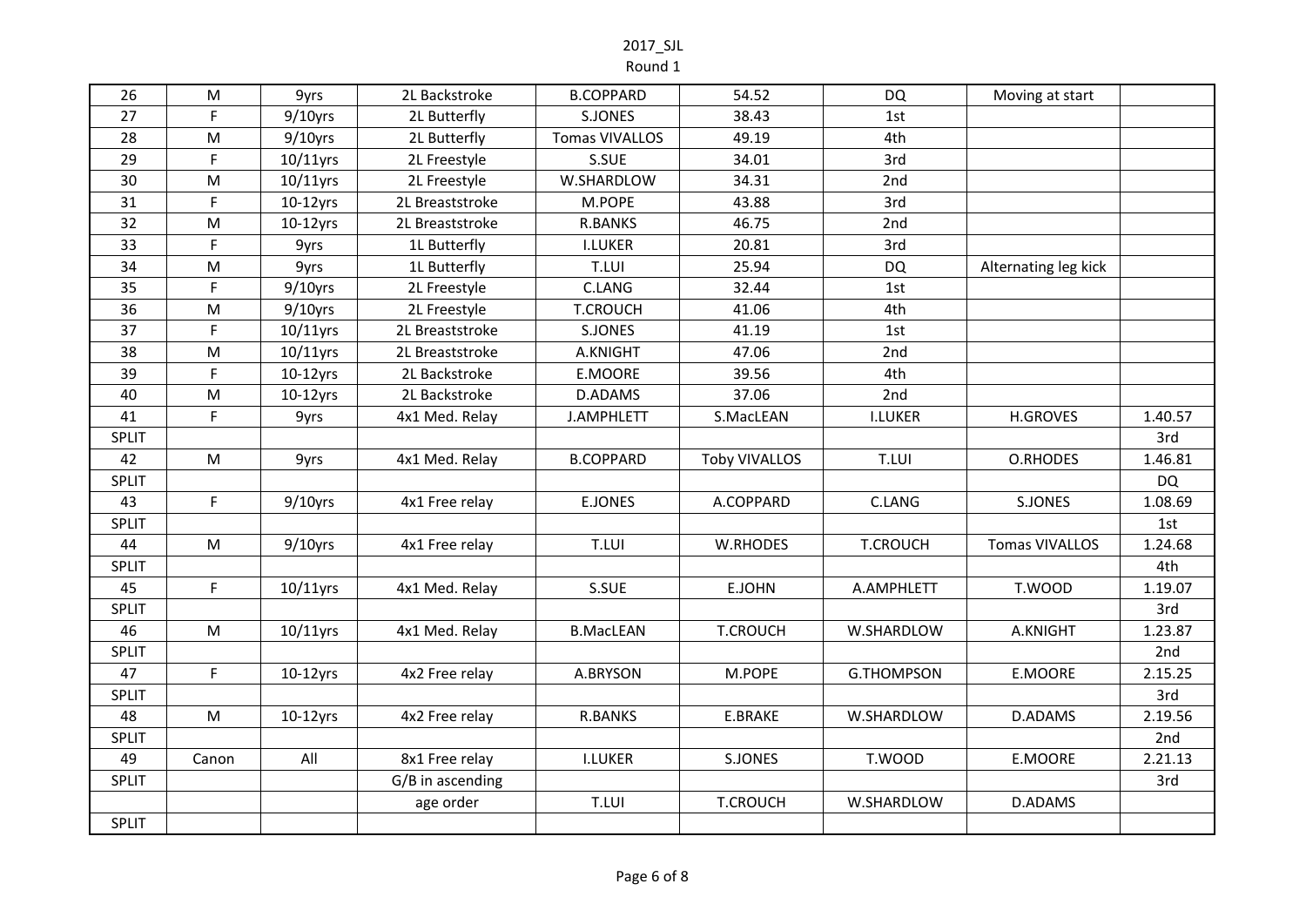2017_SJL
Round 1

| 26 | M | 9yrs | 2L Backstroke | B.COPPARD | 54.52 | DQ | Moving at start | |
|---|---|---|---|---|---|---|---|---|
| 27 | F | 9/10yrs | 2L Butterfly | S.JONES | 38.43 | 1st | | |
| 28 | M | 9/10yrs | 2L Butterfly | Tomas VIVALLOS | 49.19 | 4th | | |
| 29 | F | 10/11yrs | 2L Freestyle | S.SUE | 34.01 | 3rd | | |
| 30 | M | 10/11yrs | 2L Freestyle | W.SHARDLOW | 34.31 | 2nd | | |
| 31 | F | 10-12yrs | 2L Breaststroke | M.POPE | 43.88 | 3rd | | |
| 32 | M | 10-12yrs | 2L Breaststroke | R.BANKS | 46.75 | 2nd | | |
| 33 | F | 9yrs | 1L Butterfly | I.LUKER | 20.81 | 3rd | | |
| 34 | M | 9yrs | 1L Butterfly | T.LUI | 25.94 | DQ | Alternating leg kick | |
| 35 | F | 9/10yrs | 2L Freestyle | C.LANG | 32.44 | 1st | | |
| 36 | M | 9/10yrs | 2L Freestyle | T.CROUCH | 41.06 | 4th | | |
| 37 | F | 10/11yrs | 2L Breaststroke | S.JONES | 41.19 | 1st | | |
| 38 | M | 10/11yrs | 2L Breaststroke | A.KNIGHT | 47.06 | 2nd | | |
| 39 | F | 10-12yrs | 2L Backstroke | E.MOORE | 39.56 | 4th | | |
| 40 | M | 10-12yrs | 2L Backstroke | D.ADAMS | 37.06 | 2nd | | |
| 41 | F | 9yrs | 4x1 Med. Relay | J.AMPHLETT | S.MacLEAN | I.LUKER | H.GROVES | 1.40.57 |
| SPLIT | | | | | | | | 3rd |
| 42 | M | 9yrs | 4x1 Med. Relay | B.COPPARD | Toby VIVALLOS | T.LUI | O.RHODES | 1.46.81 |
| SPLIT | | | | | | | | DQ |
| 43 | F | 9/10yrs | 4x1 Free relay | E.JONES | A.COPPARD | C.LANG | S.JONES | 1.08.69 |
| SPLIT | | | | | | | | 1st |
| 44 | M | 9/10yrs | 4x1 Free relay | T.LUI | W.RHODES | T.CROUCH | Tomas VIVALLOS | 1.24.68 |
| SPLIT | | | | | | | | 4th |
| 45 | F | 10/11yrs | 4x1 Med. Relay | S.SUE | E.JOHN | A.AMPHLETT | T.WOOD | 1.19.07 |
| SPLIT | | | | | | | | 3rd |
| 46 | M | 10/11yrs | 4x1 Med. Relay | B.MacLEAN | T.CROUCH | W.SHARDLOW | A.KNIGHT | 1.23.87 |
| SPLIT | | | | | | | | 2nd |
| 47 | F | 10-12yrs | 4x2 Free relay | A.BRYSON | M.POPE | G.THOMPSON | E.MOORE | 2.15.25 |
| SPLIT | | | | | | | | 3rd |
| 48 | M | 10-12yrs | 4x2 Free relay | R.BANKS | E.BRAKE | W.SHARDLOW | D.ADAMS | 2.19.56 |
| SPLIT | | | | | | | | 2nd |
| 49 | Canon | All | 8x1 Free relay | I.LUKER | S.JONES | T.WOOD | E.MOORE | 2.21.13 |
| SPLIT | | | G/B in ascending | | | | | 3rd |
| | | | age order | T.LUI | T.CROUCH | W.SHARDLOW | D.ADAMS | |
| SPLIT | | | | | | | | |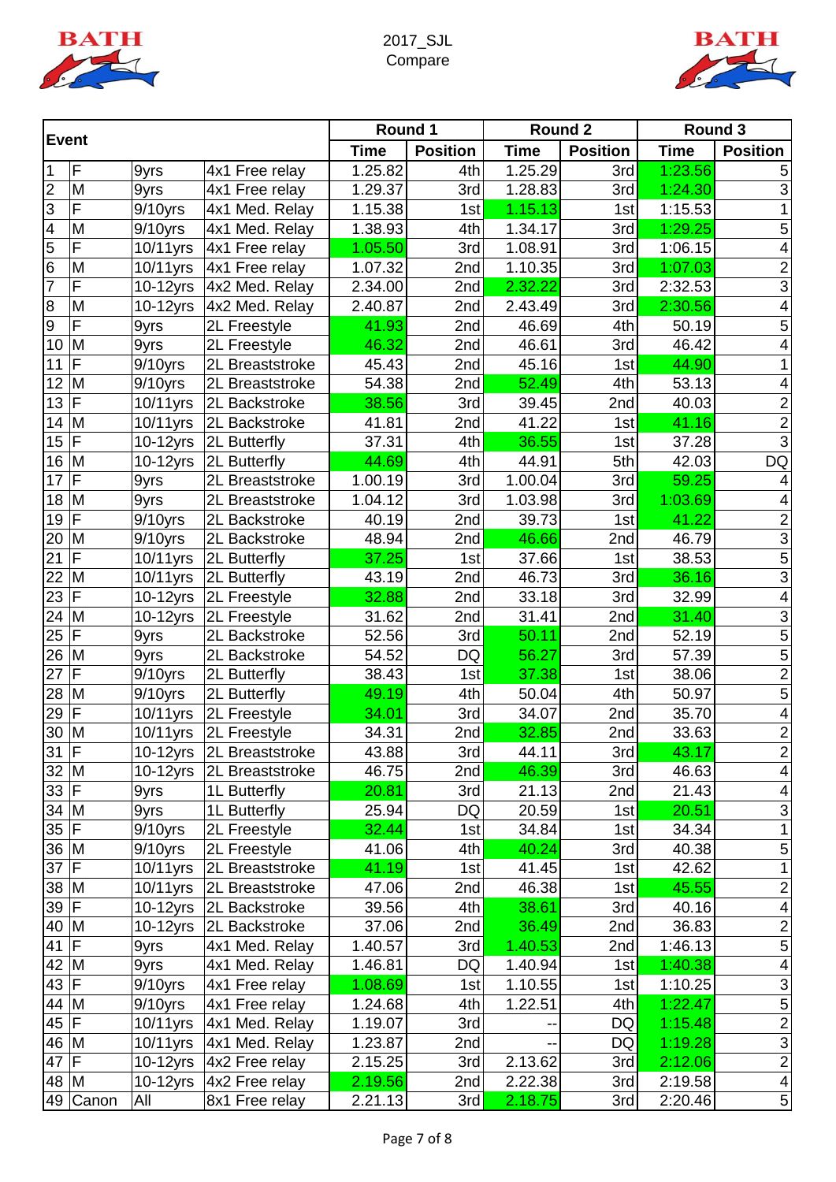2017_SJL
Compare

| Event | | | | Round 1 | | Round 2 | | Round 3 | |
|---|---|---|---|---|---|---|---|---|---|
| | | | | Time | Position | Time | Position | Time | Position |
| 1 | F | 9yrs | 4x1 Free relay | 1.25.82 | 4th | 1.25.29 | 3rd | 1:23.56 | 5 |
| 2 | M | 9yrs | 4x1 Free relay | 1.29.37 | 3rd | 1.28.83 | 3rd | 1:24.30 | 3 |
| 3 | F | 9/10yrs | 4x1 Med. Relay | 1.15.38 | 1st | 1.15.13 | 1st | 1:15.53 | 1 |
| 4 | M | 9/10yrs | 4x1 Med. Relay | 1.38.93 | 4th | 1.34.17 | 3rd | 1:29.25 | 5 |
| 5 | F | 10/11yrs | 4x1 Free relay | 1.05.50 | 3rd | 1.08.91 | 3rd | 1:06.15 | 4 |
| 6 | M | 10/11yrs | 4x1 Free relay | 1.07.32 | 2nd | 1.10.35 | 3rd | 1:07.03 | 2 |
| 7 | F | 10-12yrs | 4x2 Med. Relay | 2.34.00 | 2nd | 2.32.22 | 3rd | 2:32.53 | 3 |
| 8 | M | 10-12yrs | 4x2 Med. Relay | 2.40.87 | 2nd | 2.43.49 | 3rd | 2:30.56 | 4 |
| 9 | F | 9yrs | 2L Freestyle | 41.93 | 2nd | 46.69 | 4th | 50.19 | 5 |
| 10 | M | 9yrs | 2L Freestyle | 46.32 | 2nd | 46.61 | 3rd | 46.42 | 4 |
| 11 | F | 9/10yrs | 2L Breaststroke | 45.43 | 2nd | 45.16 | 1st | 44.90 | 1 |
| 12 | M | 9/10yrs | 2L Breaststroke | 54.38 | 2nd | 52.49 | 4th | 53.13 | 4 |
| 13 | F | 10/11yrs | 2L Backstroke | 38.56 | 3rd | 39.45 | 2nd | 40.03 | 2 |
| 14 | M | 10/11yrs | 2L Backstroke | 41.81 | 2nd | 41.22 | 1st | 41.16 | 2 |
| 15 | F | 10-12yrs | 2L Butterfly | 37.31 | 4th | 36.55 | 1st | 37.28 | 3 |
| 16 | M | 10-12yrs | 2L Butterfly | 44.69 | 4th | 44.91 | 5th | 42.03 | DQ |
| 17 | F | 9yrs | 2L Breaststroke | 1.00.19 | 3rd | 1.00.04 | 3rd | 59.25 | 4 |
| 18 | M | 9yrs | 2L Breaststroke | 1.04.12 | 3rd | 1.03.98 | 3rd | 1:03.69 | 4 |
| 19 | F | 9/10yrs | 2L Backstroke | 40.19 | 2nd | 39.73 | 1st | 41.22 | 2 |
| 20 | M | 9/10yrs | 2L Backstroke | 48.94 | 2nd | 46.66 | 2nd | 46.79 | 3 |
| 21 | F | 10/11yrs | 2L Butterfly | 37.25 | 1st | 37.66 | 1st | 38.53 | 5 |
| 22 | M | 10/11yrs | 2L Butterfly | 43.19 | 2nd | 46.73 | 3rd | 36.16 | 3 |
| 23 | F | 10-12yrs | 2L Freestyle | 32.88 | 2nd | 33.18 | 3rd | 32.99 | 4 |
| 24 | M | 10-12yrs | 2L Freestyle | 31.62 | 2nd | 31.41 | 2nd | 31.40 | 3 |
| 25 | F | 9yrs | 2L Backstroke | 52.56 | 3rd | 50.11 | 2nd | 52.19 | 5 |
| 26 | M | 9yrs | 2L Backstroke | 54.52 | DQ | 56.27 | 3rd | 57.39 | 5 |
| 27 | F | 9/10yrs | 2L Butterfly | 38.43 | 1st | 37.38 | 1st | 38.06 | 2 |
| 28 | M | 9/10yrs | 2L Butterfly | 49.19 | 4th | 50.04 | 4th | 50.97 | 5 |
| 29 | F | 10/11yrs | 2L Freestyle | 34.01 | 3rd | 34.07 | 2nd | 35.70 | 4 |
| 30 | M | 10/11yrs | 2L Freestyle | 34.31 | 2nd | 32.85 | 2nd | 33.63 | 2 |
| 31 | F | 10-12yrs | 2L Breaststroke | 43.88 | 3rd | 44.11 | 3rd | 43.17 | 2 |
| 32 | M | 10-12yrs | 2L Breaststroke | 46.75 | 2nd | 46.39 | 3rd | 46.63 | 4 |
| 33 | F | 9yrs | 1L Butterfly | 20.81 | 3rd | 21.13 | 2nd | 21.43 | 4 |
| 34 | M | 9yrs | 1L Butterfly | 25.94 | DQ | 20.59 | 1st | 20.51 | 3 |
| 35 | F | 9/10yrs | 2L Freestyle | 32.44 | 1st | 34.84 | 1st | 34.34 | 1 |
| 36 | M | 9/10yrs | 2L Freestyle | 41.06 | 4th | 40.24 | 3rd | 40.38 | 5 |
| 37 | F | 10/11yrs | 2L Breaststroke | 41.19 | 1st | 41.45 | 1st | 42.62 | 1 |
| 38 | M | 10/11yrs | 2L Breaststroke | 47.06 | 2nd | 46.38 | 1st | 45.55 | 2 |
| 39 | F | 10-12yrs | 2L Backstroke | 39.56 | 4th | 38.61 | 3rd | 40.16 | 4 |
| 40 | M | 10-12yrs | 2L Backstroke | 37.06 | 2nd | 36.49 | 2nd | 36.83 | 2 |
| 41 | F | 9yrs | 4x1 Med. Relay | 1.40.57 | 3rd | 1.40.53 | 2nd | 1:46.13 | 5 |
| 42 | M | 9yrs | 4x1 Med. Relay | 1.46.81 | DQ | 1.40.94 | 1st | 1:40.38 | 4 |
| 43 | F | 9/10yrs | 4x1 Free relay | 1.08.69 | 1st | 1.10.55 | 1st | 1:10.25 | 3 |
| 44 | M | 9/10yrs | 4x1 Free relay | 1.24.68 | 4th | 1.22.51 | 4th | 1:22.47 | 5 |
| 45 | F | 10/11yrs | 4x1 Med. Relay | 1.19.07 | 3rd | -- | DQ | 1:15.48 | 2 |
| 46 | M | 10/11yrs | 4x1 Med. Relay | 1.23.87 | 2nd | -- | DQ | 1:19.28 | 3 |
| 47 | F | 10-12yrs | 4x2 Free relay | 2.15.25 | 3rd | 2.13.62 | 3rd | 2:12.06 | 2 |
| 48 | M | 10-12yrs | 4x2 Free relay | 2.19.56 | 2nd | 2.22.38 | 3rd | 2:19.58 | 4 |
| 49 | Canon | All | 8x1 Free relay | 2.21.13 | 3rd | 2.18.75 | 3rd | 2:20.46 | 5 |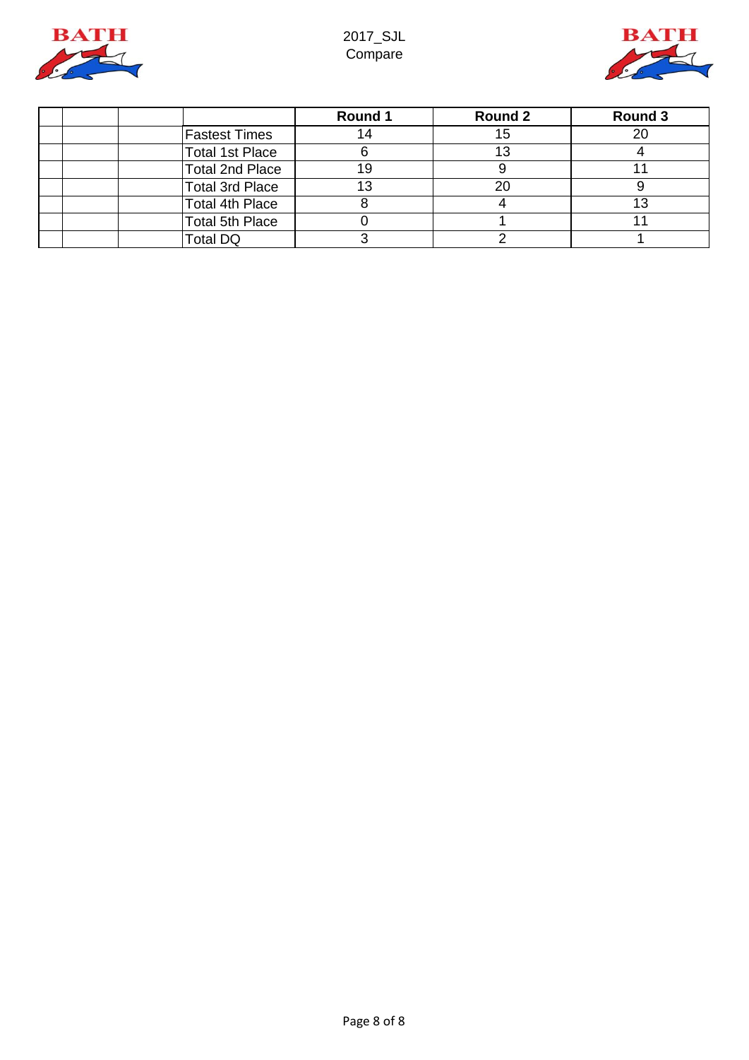2017_SJL
Compare

| | | | | Round 1 | Round 2 | Round 3 |
|---|---|---|---|---|---|---|
| | | | Fastest Times | 14 | 15 | 20 |
| | | | Total 1st Place | 6 | 13 | 4 |
| | | | Total 2nd Place | 19 | 9 | 11 |
| | | | Total 3rd Place | 13 | 20 | 9 |
| | | | Total 4th Place | 8 | 4 | 13 |
| | | | Total 5th Place | 0 | 1 | 11 |
| | | | Total DQ | 3 | 2 | 1 |